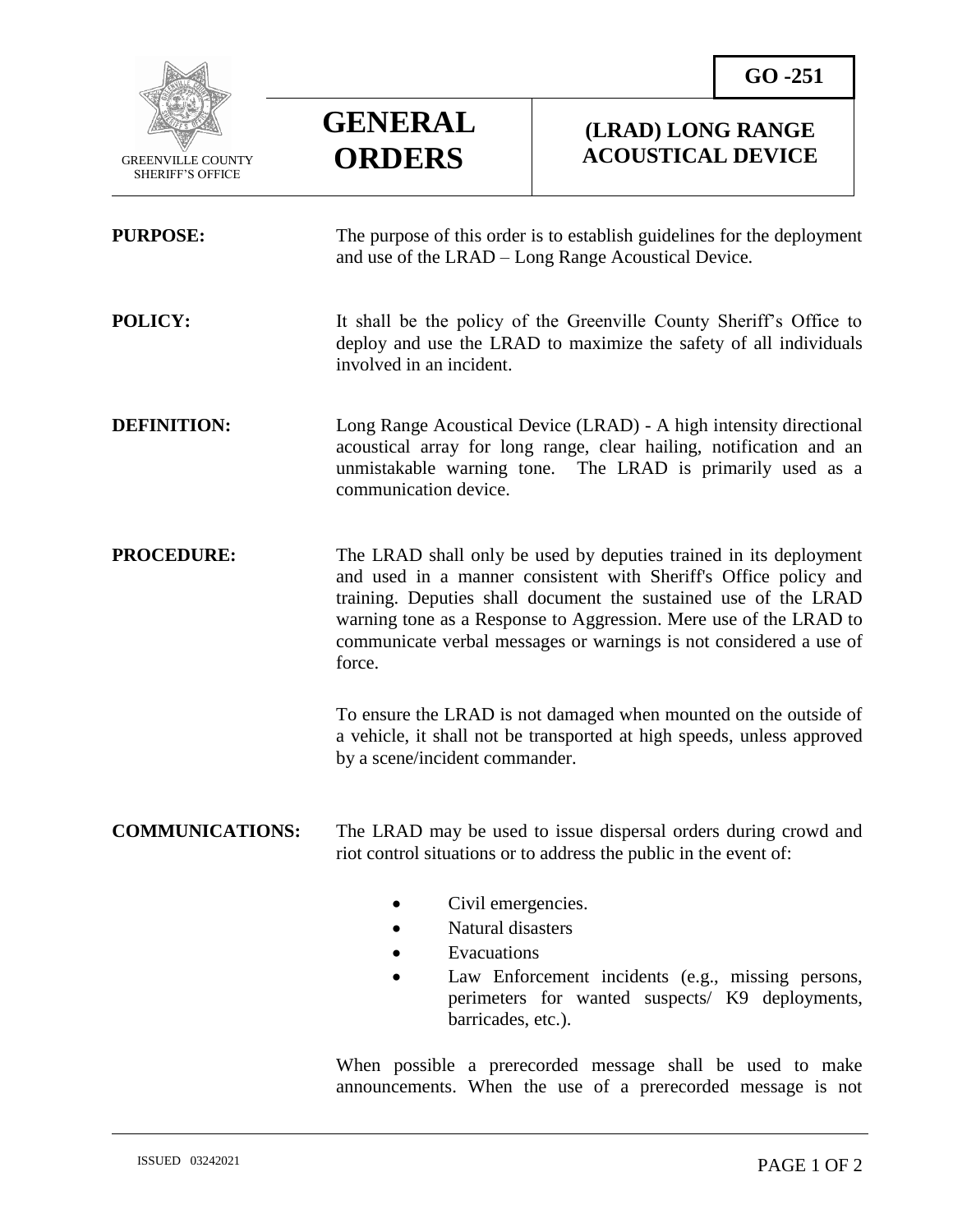GREENVILLE COUNTY SHERIFF'S OFFICE

# GENERAL ORDERS

# GO -251

## (LRAD) LONG RANGE ACOUSTICAL DEVICE

**PURPOSE:** The purpose of this order is to establish guidelines for the deployment and use of the LRAD – Long Range Acoustical Device.

**POLICY:** It shall be the policy of the Greenville County Sheriff's Office to deploy and use the LRAD to maximize the safety of all individuals involved in an incident.

**DEFINITION:** Long Range Acoustical Device (LRAD) - A high intensity directional acoustical array for long range, clear hailing, notification and an unmistakable warning tone. The LRAD is primarily used as a communication device.

**PROCEDURE:** The LRAD shall only be used by deputies trained in its deployment and used in a manner consistent with Sheriff's Office policy and training. Deputies shall document the sustained use of the LRAD warning tone as a Response to Aggression. Mere use of the LRAD to communicate verbal messages or warnings is not considered a use of force.

To ensure the LRAD is not damaged when mounted on the outside of a vehicle, it shall not be transported at high speeds, unless approved by a scene/incident commander.

**COMMUNICATIONS:** The LRAD may be used to issue dispersal orders during crowd and riot control situations or to address the public in the event of:

- Civil emergencies.
- Natural disasters
- Evacuations
- Law Enforcement incidents (e.g., missing persons, perimeters for wanted suspects/ K9 deployments, barricades, etc.).

When possible a prerecorded message shall be used to make announcements. When the use of a prerecorded message is not

ISSUED 03242021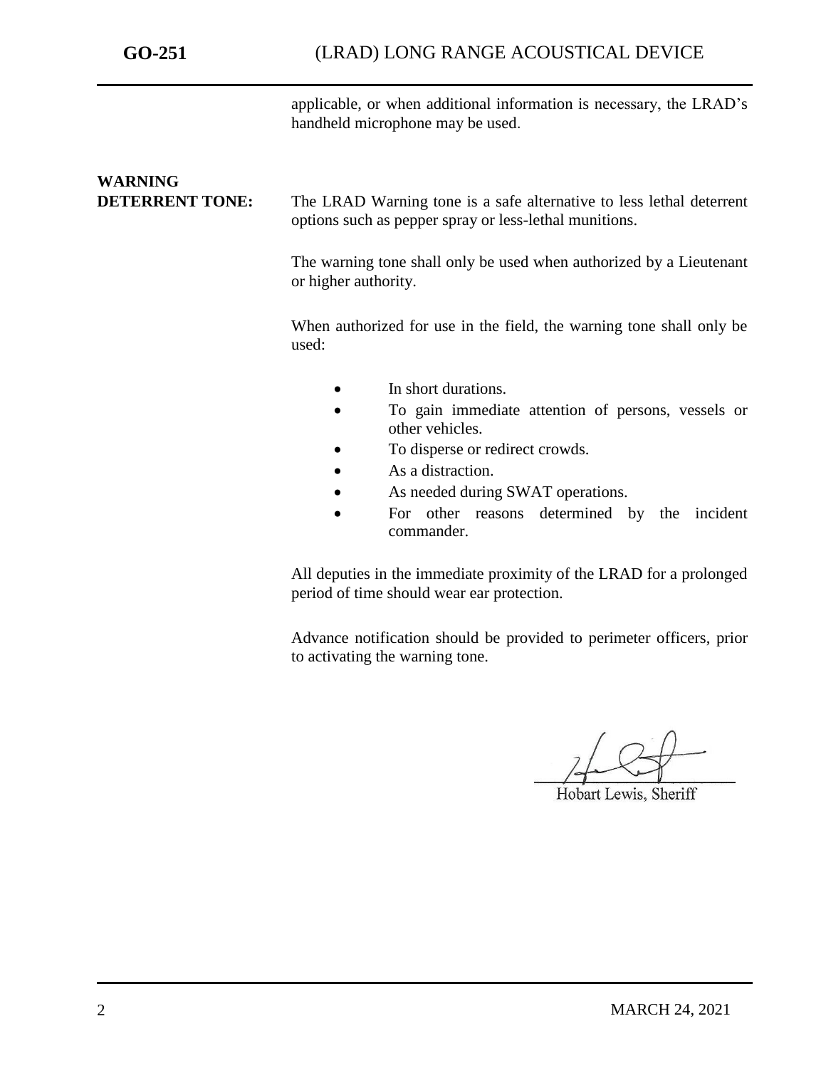applicable, or when additional information is necessary, the LRAD's handheld microphone may be used.

**WARNING DETERRENT TONE:**

The LRAD Warning tone is a safe alternative to less lethal deterrent options such as pepper spray or less-lethal munitions.

The warning tone shall only be used when authorized by a Lieutenant or higher authority.

When authorized for use in the field, the warning tone shall only be used:

- In short durations.
- To gain immediate attention of persons, vessels or other vehicles.
- To disperse or redirect crowds.
- As a distraction.
- As needed during SWAT operations.
- For other reasons determined by the incident commander.

All deputies in the immediate proximity of the LRAD for a prolonged period of time should wear ear protection.

Advance notification should be provided to perimeter officers, prior to activating the warning tone.

Hobart Lewis, Sheriff